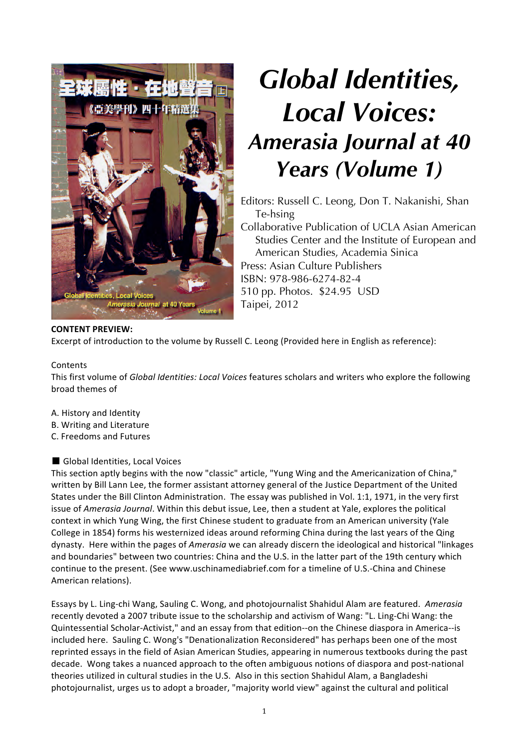# Global Identities, Local Voices: Amerasia Journal at 40 Years (Volume 1)

Editors: Russell C. Leong, Don T. Nakanishi, Shan Te-hsing
Collaborative Publication of UCLA Asian American Studies Center and the Institute of European and American Studies, Academia Sinica
Press: Asian Culture Publishers
ISBN: 978-986-6274-82-4
510 pp. Photos. $24.95 USD
Taipei, 2012

**CONTENT PREVIEW:**

Excerpt of introduction to the volume by Russell C. Leong (Provided here in English as reference):

Contents

This first volume of *Global Identities: Local Voices* features scholars and writers who explore the following broad themes of

A. History and Identity
B. Writing and Literature
C. Freedoms and Futures

■ Global Identities, Local Voices

This section aptly begins with the now "classic" article, "Yung Wing and the Americanization of China," written by Bill Lann Lee, the former assistant attorney general of the Justice Department of the United States under the Bill Clinton Administration. The essay was published in Vol. 1:1, 1971, in the very first issue of *Amerasia Journal*. Within this debut issue, Lee, then a student at Yale, explores the political context in which Yung Wing, the first Chinese student to graduate from an American university (Yale College in 1854) forms his westernized ideas around reforming China during the last years of the Qing dynasty. Here within the pages of *Amerasia* we can already discern the ideological and historical "linkages and boundaries" between two countries: China and the U.S. in the latter part of the 19th century which continue to the present. (See www.uschinamediabrief.com for a timeline of U.S.-China and Chinese American relations).

Essays by L. Ling-chi Wang, Sauling C. Wong, and photojournalist Shahidul Alam are featured. *Amerasia* recently devoted a 2007 tribute issue to the scholarship and activism of Wang: "L. Ling-Chi Wang: the Quintessential Scholar-Activist," and an essay from that edition--on the Chinese diaspora in America--is included here. Sauling C. Wong's "Denationalization Reconsidered" has perhaps been one of the most reprinted essays in the field of Asian American Studies, appearing in numerous textbooks during the past decade. Wong takes a nuanced approach to the often ambiguous notions of diaspora and post-national theories utilized in cultural studies in the U.S. Also in this section Shahidul Alam, a Bangladeshi photojournalist, urges us to adopt a broader, "majority world view" against the cultural and political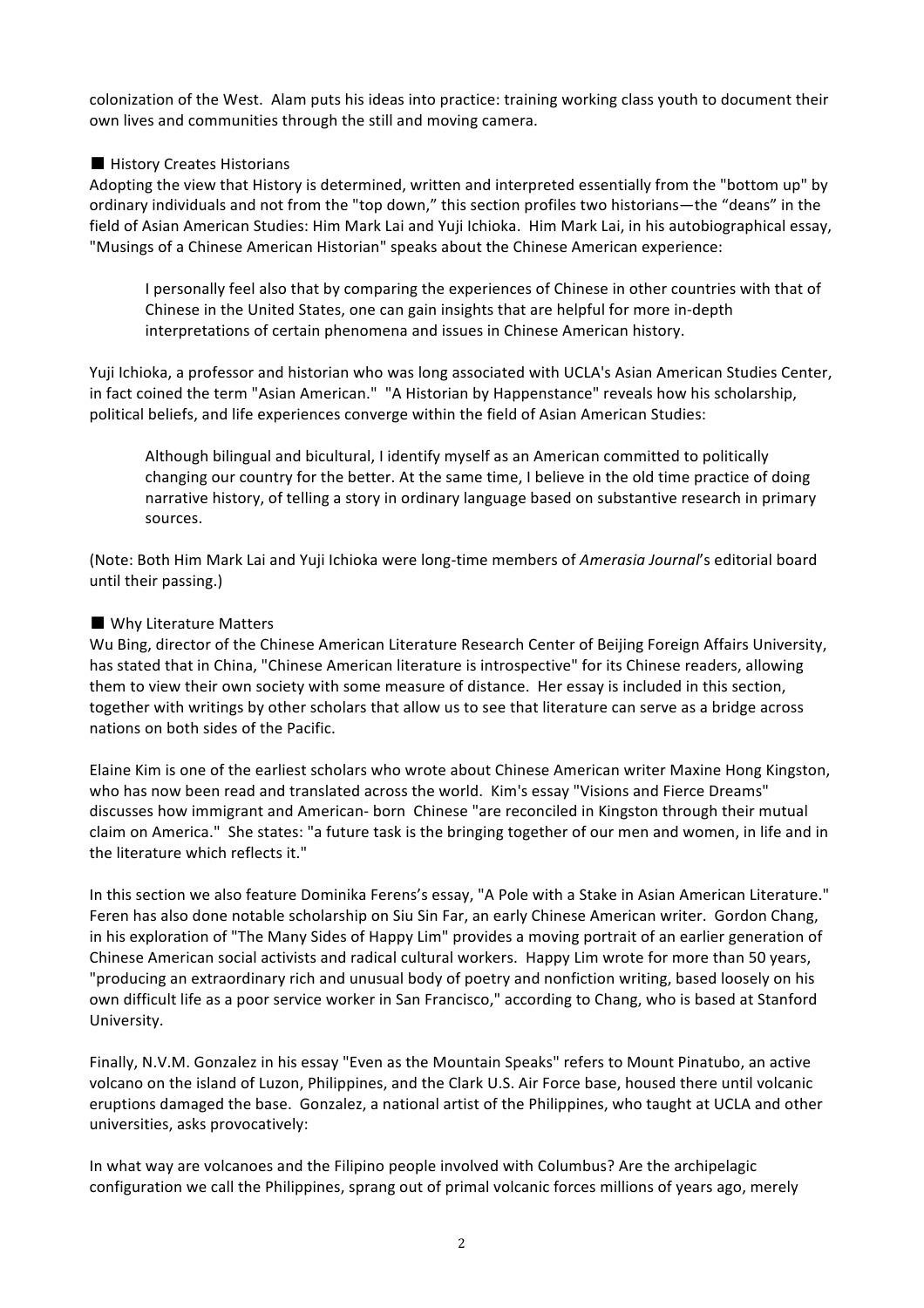colonization of the West. Alam puts his ideas into practice: training working class youth to document their own lives and communities through the still and moving camera.

## ■ History Creates Historians

Adopting the view that History is determined, written and interpreted essentially from the "bottom up" by ordinary individuals and not from the "top down," this section profiles two historians—the "deans" in the field of Asian American Studies: Him Mark Lai and Yuji Ichioka. Him Mark Lai, in his autobiographical essay, "Musings of a Chinese American Historian" speaks about the Chinese American experience:

> I personally feel also that by comparing the experiences of Chinese in other countries with that of Chinese in the United States, one can gain insights that are helpful for more in-depth interpretations of certain phenomena and issues in Chinese American history.

Yuji Ichioka, a professor and historian who was long associated with UCLA's Asian American Studies Center, in fact coined the term "Asian American." "A Historian by Happenstance" reveals how his scholarship, political beliefs, and life experiences converge within the field of Asian American Studies:

> Although bilingual and bicultural, I identify myself as an American committed to politically changing our country for the better. At the same time, I believe in the old time practice of doing narrative history, of telling a story in ordinary language based on substantive research in primary sources.

(Note: Both Him Mark Lai and Yuji Ichioka were long-time members of *Amerasia Journal*'s editorial board until their passing.)

## ■ Why Literature Matters

Wu Bing, director of the Chinese American Literature Research Center of Beijing Foreign Affairs University, has stated that in China, "Chinese American literature is introspective" for its Chinese readers, allowing them to view their own society with some measure of distance. Her essay is included in this section, together with writings by other scholars that allow us to see that literature can serve as a bridge across nations on both sides of the Pacific.

Elaine Kim is one of the earliest scholars who wrote about Chinese American writer Maxine Hong Kingston, who has now been read and translated across the world. Kim's essay "Visions and Fierce Dreams" discusses how immigrant and American- born Chinese "are reconciled in Kingston through their mutual claim on America." She states: "a future task is the bringing together of our men and women, in life and in the literature which reflects it."

In this section we also feature Dominika Ferens's essay, "A Pole with a Stake in Asian American Literature." Feren has also done notable scholarship on Siu Sin Far, an early Chinese American writer. Gordon Chang, in his exploration of "The Many Sides of Happy Lim" provides a moving portrait of an earlier generation of Chinese American social activists and radical cultural workers. Happy Lim wrote for more than 50 years, "producing an extraordinary rich and unusual body of poetry and nonfiction writing, based loosely on his own difficult life as a poor service worker in San Francisco," according to Chang, who is based at Stanford University.

Finally, N.V.M. Gonzalez in his essay "Even as the Mountain Speaks" refers to Mount Pinatubo, an active volcano on the island of Luzon, Philippines, and the Clark U.S. Air Force base, housed there until volcanic eruptions damaged the base. Gonzalez, a national artist of the Philippines, who taught at UCLA and other universities, asks provocatively:

In what way are volcanoes and the Filipino people involved with Columbus? Are the archipelagic configuration we call the Philippines, sprang out of primal volcanic forces millions of years ago, merely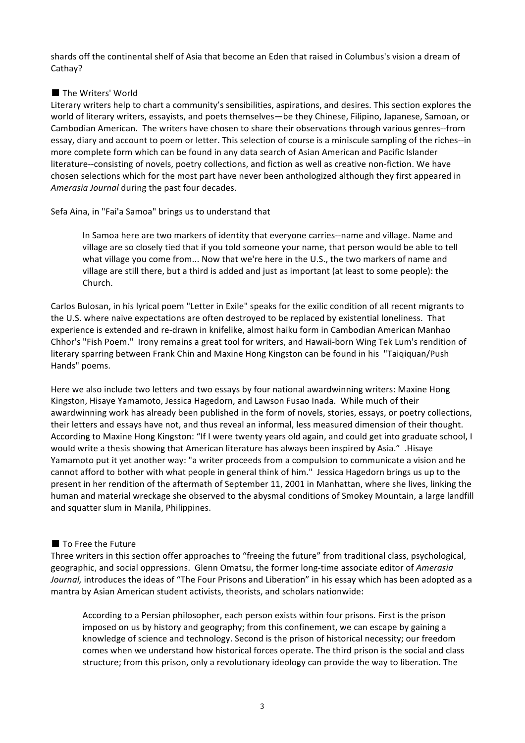shards off the continental shelf of Asia that become an Eden that raised in Columbus's vision a dream of Cathay?

## ■ The Writers' World

Literary writers help to chart a community's sensibilities, aspirations, and desires. This section explores the world of literary writers, essayists, and poets themselves—be they Chinese, Filipino, Japanese, Samoan, or Cambodian American. The writers have chosen to share their observations through various genres--from essay, diary and account to poem or letter. This selection of course is a miniscule sampling of the riches--in more complete form which can be found in any data search of Asian American and Pacific Islander literature--consisting of novels, poetry collections, and fiction as well as creative non-fiction. We have chosen selections which for the most part have never been anthologized although they first appeared in *Amerasia Journal* during the past four decades.

Sefa Aina, in "Fai'a Samoa" brings us to understand that

> In Samoa here are two markers of identity that everyone carries--name and village. Name and village are so closely tied that if you told someone your name, that person would be able to tell what village you come from... Now that we're here in the U.S., the two markers of name and village are still there, but a third is added and just as important (at least to some people): the Church.

Carlos Bulosan, in his lyrical poem "Letter in Exile" speaks for the exilic condition of all recent migrants to the U.S. where naive expectations are often destroyed to be replaced by existential loneliness. That experience is extended and re-drawn in knifelike, almost haiku form in Cambodian American Manhao Chhor's "Fish Poem." Irony remains a great tool for writers, and Hawaii-born Wing Tek Lum's rendition of literary sparring between Frank Chin and Maxine Hong Kingston can be found in his "Taiqiquan/Push Hands" poems.

Here we also include two letters and two essays by four national awardwinning writers: Maxine Hong Kingston, Hisaye Yamamoto, Jessica Hagedorn, and Lawson Fusao Inada. While much of their awardwinning work has already been published in the form of novels, stories, essays, or poetry collections, their letters and essays have not, and thus reveal an informal, less measured dimension of their thought. According to Maxine Hong Kingston: "If I were twenty years old again, and could get into graduate school, I would write a thesis showing that American literature has always been inspired by Asia." .Hisaye Yamamoto put it yet another way: "a writer proceeds from a compulsion to communicate a vision and he cannot afford to bother with what people in general think of him." Jessica Hagedorn brings us up to the present in her rendition of the aftermath of September 11, 2001 in Manhattan, where she lives, linking the human and material wreckage she observed to the abysmal conditions of Smokey Mountain, a large landfill and squatter slum in Manila, Philippines.

## ■ To Free the Future

Three writers in this section offer approaches to "freeing the future" from traditional class, psychological, geographic, and social oppressions. Glenn Omatsu, the former long-time associate editor of *Amerasia Journal,* introduces the ideas of "The Four Prisons and Liberation" in his essay which has been adopted as a mantra by Asian American student activists, theorists, and scholars nationwide:

> According to a Persian philosopher, each person exists within four prisons. First is the prison imposed on us by history and geography; from this confinement, we can escape by gaining a knowledge of science and technology. Second is the prison of historical necessity; our freedom comes when we understand how historical forces operate. The third prison is the social and class structure; from this prison, only a revolutionary ideology can provide the way to liberation. The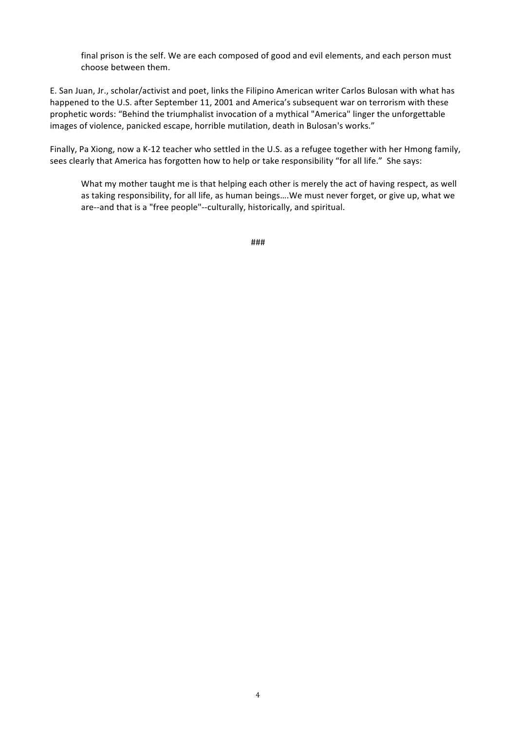> final prison is the self. We are each composed of good and evil elements, and each person must choose between them.

E. San Juan, Jr., scholar/activist and poet, links the Filipino American writer Carlos Bulosan with what has happened to the U.S. after September 11, 2001 and America's subsequent war on terrorism with these prophetic words: "Behind the triumphalist invocation of a mythical "America" linger the unforgettable images of violence, panicked escape, horrible mutilation, death in Bulosan's works."

Finally, Pa Xiong, now a K-12 teacher who settled in the U.S. as a refugee together with her Hmong family, sees clearly that America has forgotten how to help or take responsibility "for all life." She says:

> What my mother taught me is that helping each other is merely the act of having respect, as well as taking responsibility, for all life, as human beings….We must never forget, or give up, what we are--and that is a "free people"--culturally, historically, and spiritual.

###